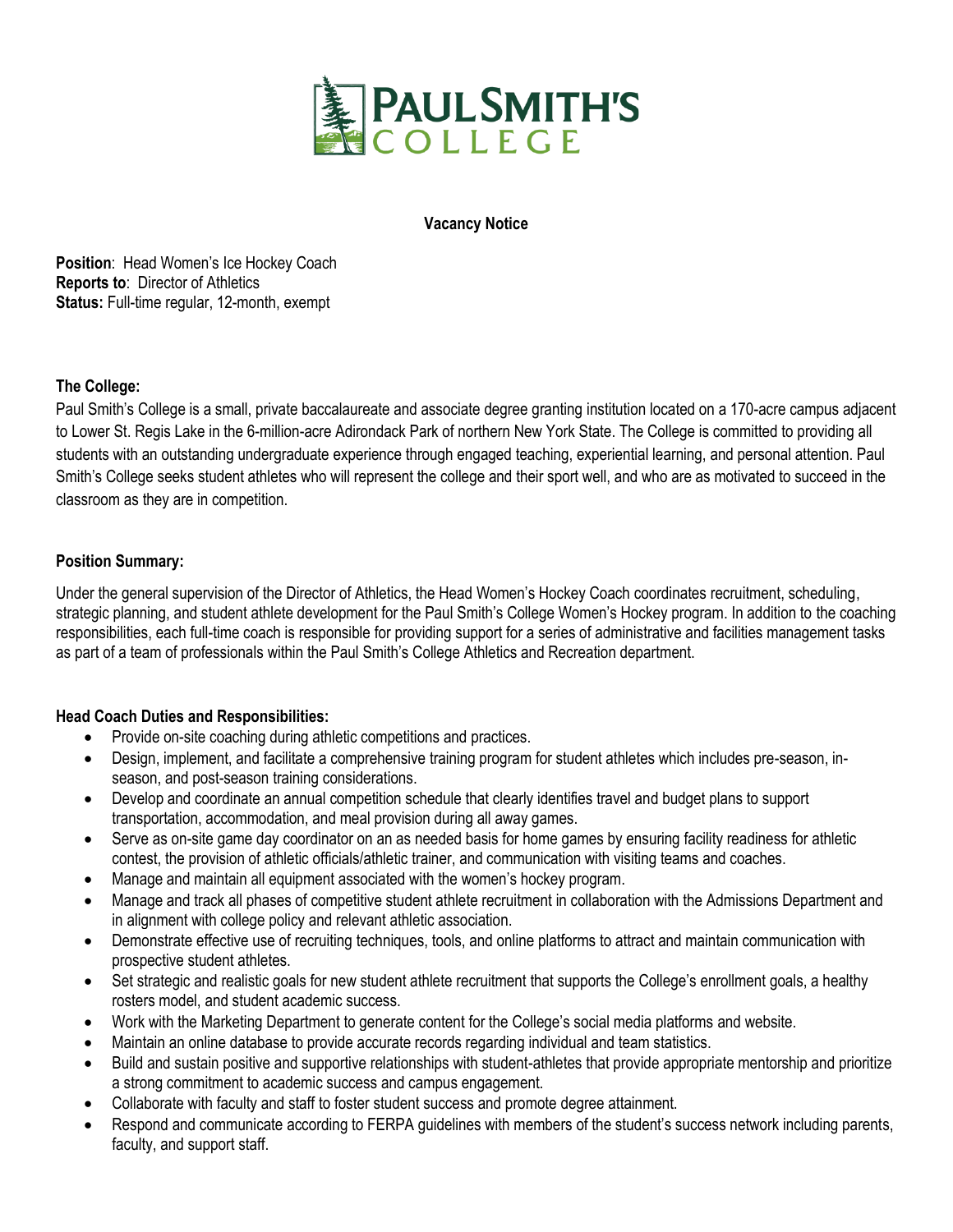# Paul Smith's College

**Vacancy Notice**

**Position**: Head Women's Ice Hockey Coach
**Reports to**: Director of Athletics
**Status:** Full-time regular, 12-month, exempt

**The College:**

Paul Smith's College is a small, private baccalaureate and associate degree granting institution located on a 170-acre campus adjacent to Lower St. Regis Lake in the 6-million-acre Adirondack Park of northern New York State. The College is committed to providing all students with an outstanding undergraduate experience through engaged teaching, experiential learning, and personal attention. Paul Smith's College seeks student athletes who will represent the college and their sport well, and who are as motivated to succeed in the classroom as they are in competition.

**Position Summary:**

Under the general supervision of the Director of Athletics, the Head Women's Hockey Coach coordinates recruitment, scheduling, strategic planning, and student athlete development for the Paul Smith's College Women's Hockey program. In addition to the coaching responsibilities, each full-time coach is responsible for providing support for a series of administrative and facilities management tasks as part of a team of professionals within the Paul Smith's College Athletics and Recreation department.

**Head Coach Duties and Responsibilities:**

- Provide on-site coaching during athletic competitions and practices.
- Design, implement, and facilitate a comprehensive training program for student athletes which includes pre-season, in-season, and post-season training considerations.
- Develop and coordinate an annual competition schedule that clearly identifies travel and budget plans to support transportation, accommodation, and meal provision during all away games.
- Serve as on-site game day coordinator on an as needed basis for home games by ensuring facility readiness for athletic contest, the provision of athletic officials/athletic trainer, and communication with visiting teams and coaches.
- Manage and maintain all equipment associated with the women's hockey program.
- Manage and track all phases of competitive student athlete recruitment in collaboration with the Admissions Department and in alignment with college policy and relevant athletic association.
- Demonstrate effective use of recruiting techniques, tools, and online platforms to attract and maintain communication with prospective student athletes.
- Set strategic and realistic goals for new student athlete recruitment that supports the College's enrollment goals, a healthy rosters model, and student academic success.
- Work with the Marketing Department to generate content for the College's social media platforms and website.
- Maintain an online database to provide accurate records regarding individual and team statistics.
- Build and sustain positive and supportive relationships with student-athletes that provide appropriate mentorship and prioritize a strong commitment to academic success and campus engagement.
- Collaborate with faculty and staff to foster student success and promote degree attainment.
- Respond and communicate according to FERPA guidelines with members of the student's success network including parents, faculty, and support staff.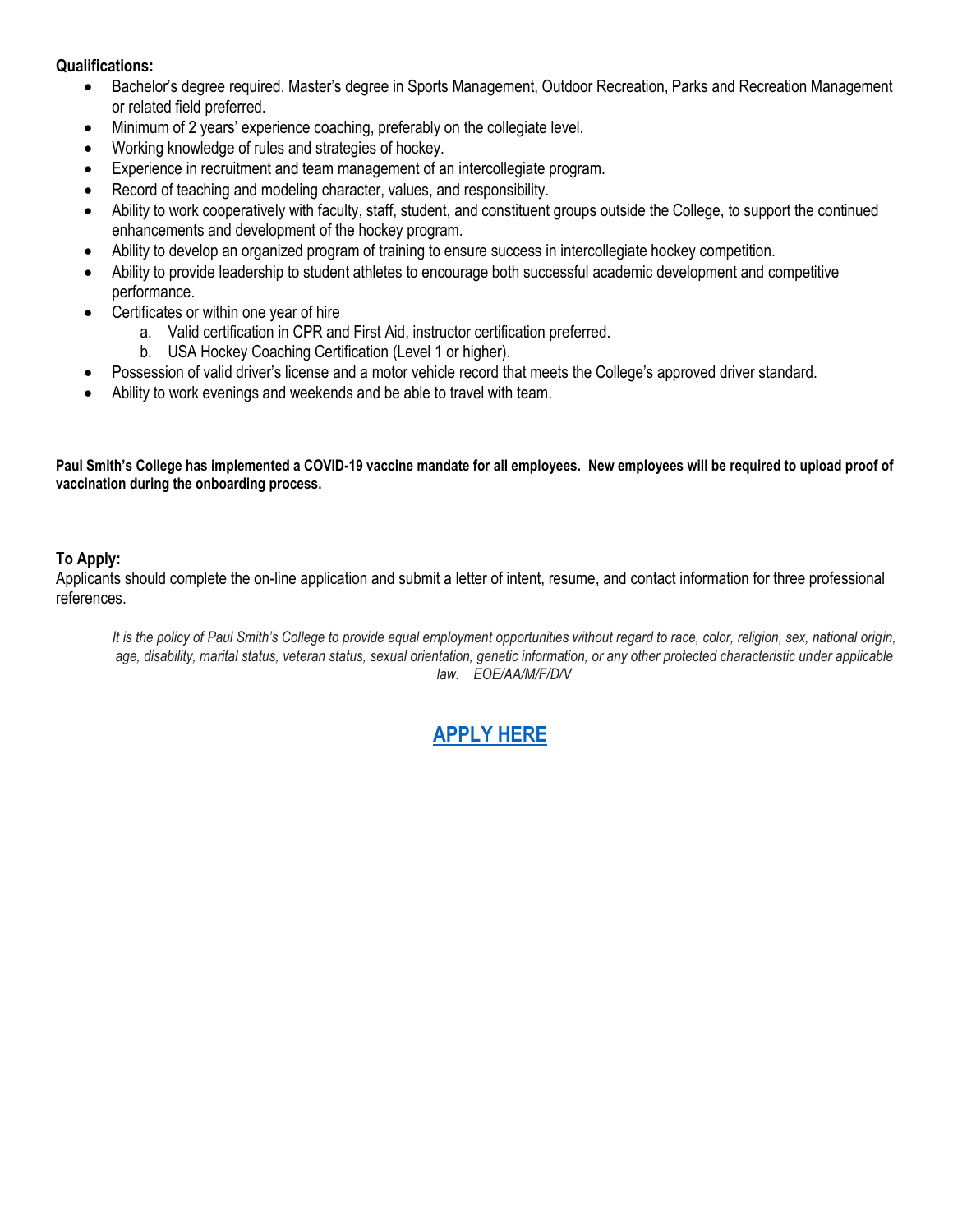**Qualifications:**

- Bachelor's degree required. Master's degree in Sports Management, Outdoor Recreation, Parks and Recreation Management or related field preferred.
- Minimum of 2 years' experience coaching, preferably on the collegiate level.
- Working knowledge of rules and strategies of hockey.
- Experience in recruitment and team management of an intercollegiate program.
- Record of teaching and modeling character, values, and responsibility.
- Ability to work cooperatively with faculty, staff, student, and constituent groups outside the College, to support the continued enhancements and development of the hockey program.
- Ability to develop an organized program of training to ensure success in intercollegiate hockey competition.
- Ability to provide leadership to student athletes to encourage both successful academic development and competitive performance.
- Certificates or within one year of hire
  a. Valid certification in CPR and First Aid, instructor certification preferred.
  b. USA Hockey Coaching Certification (Level 1 or higher).
- Possession of valid driver's license and a motor vehicle record that meets the College's approved driver standard.
- Ability to work evenings and weekends and be able to travel with team.

**Paul Smith's College has implemented a COVID-19 vaccine mandate for all employees. New employees will be required to upload proof of vaccination during the onboarding process.**

**To Apply:**
Applicants should complete the on-line application and submit a letter of intent, resume, and contact information for three professional references.

*It is the policy of Paul Smith's College to provide equal employment opportunities without regard to race, color, religion, sex, national origin, age, disability, marital status, veteran status, sexual orientation, genetic information, or any other protected characteristic under applicable law. EOE/AA/M/F/D/V*

**APPLY HERE**